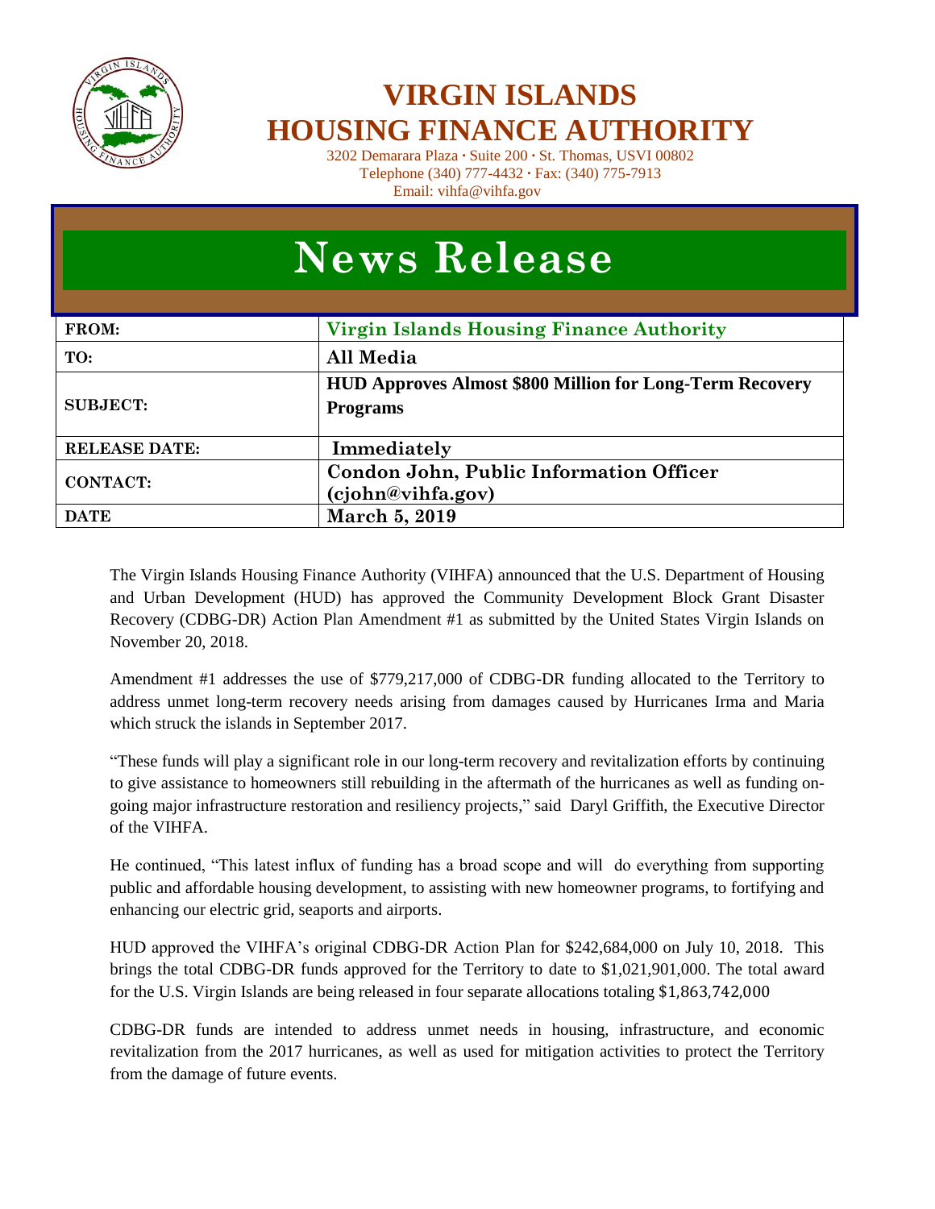# VIRGIN ISLANDS HOUSING FINANCE AUTHORITY

3202 Demarara Plaza · Suite 200 · St. Thomas, USVI 00802
Telephone (340) 777-4432 · Fax: (340) 775-7913
Email: vihfa@vihfa.gov

# News Release

| | |
|---|---|
| **FROM:** | **Virgin Islands Housing Finance Authority** |
| **TO:** | **All Media** |
| **SUBJECT:** | **HUD Approves Almost $800 Million for Long-Term Recovery Programs** |
| **RELEASE DATE:** | **Immediately** |
| **CONTACT:** | **Condon John, Public Information Officer (cjohn@vihfa.gov)** |
| **DATE** | **March 5, 2019** |

The Virgin Islands Housing Finance Authority (VIHFA) announced that the U.S. Department of Housing and Urban Development (HUD) has approved the Community Development Block Grant Disaster Recovery (CDBG-DR) Action Plan Amendment #1 as submitted by the United States Virgin Islands on November 20, 2018.

Amendment #1 addresses the use of $779,217,000 of CDBG-DR funding allocated to the Territory to address unmet long-term recovery needs arising from damages caused by Hurricanes Irma and Maria which struck the islands in September 2017.

"These funds will play a significant role in our long-term recovery and revitalization efforts by continuing to give assistance to homeowners still rebuilding in the aftermath of the hurricanes as well as funding on-going major infrastructure restoration and resiliency projects," said Daryl Griffith, the Executive Director of the VIHFA.

He continued, "This latest influx of funding has a broad scope and will do everything from supporting public and affordable housing development, to assisting with new homeowner programs, to fortifying and enhancing our electric grid, seaports and airports.

HUD approved the VIHFA's original CDBG-DR Action Plan for $242,684,000 on July 10, 2018. This brings the total CDBG-DR funds approved for the Territory to date to $1,021,901,000. The total award for the U.S. Virgin Islands are being released in four separate allocations totaling $1,863,742,000

CDBG-DR funds are intended to address unmet needs in housing, infrastructure, and economic revitalization from the 2017 hurricanes, as well as used for mitigation activities to protect the Territory from the damage of future events.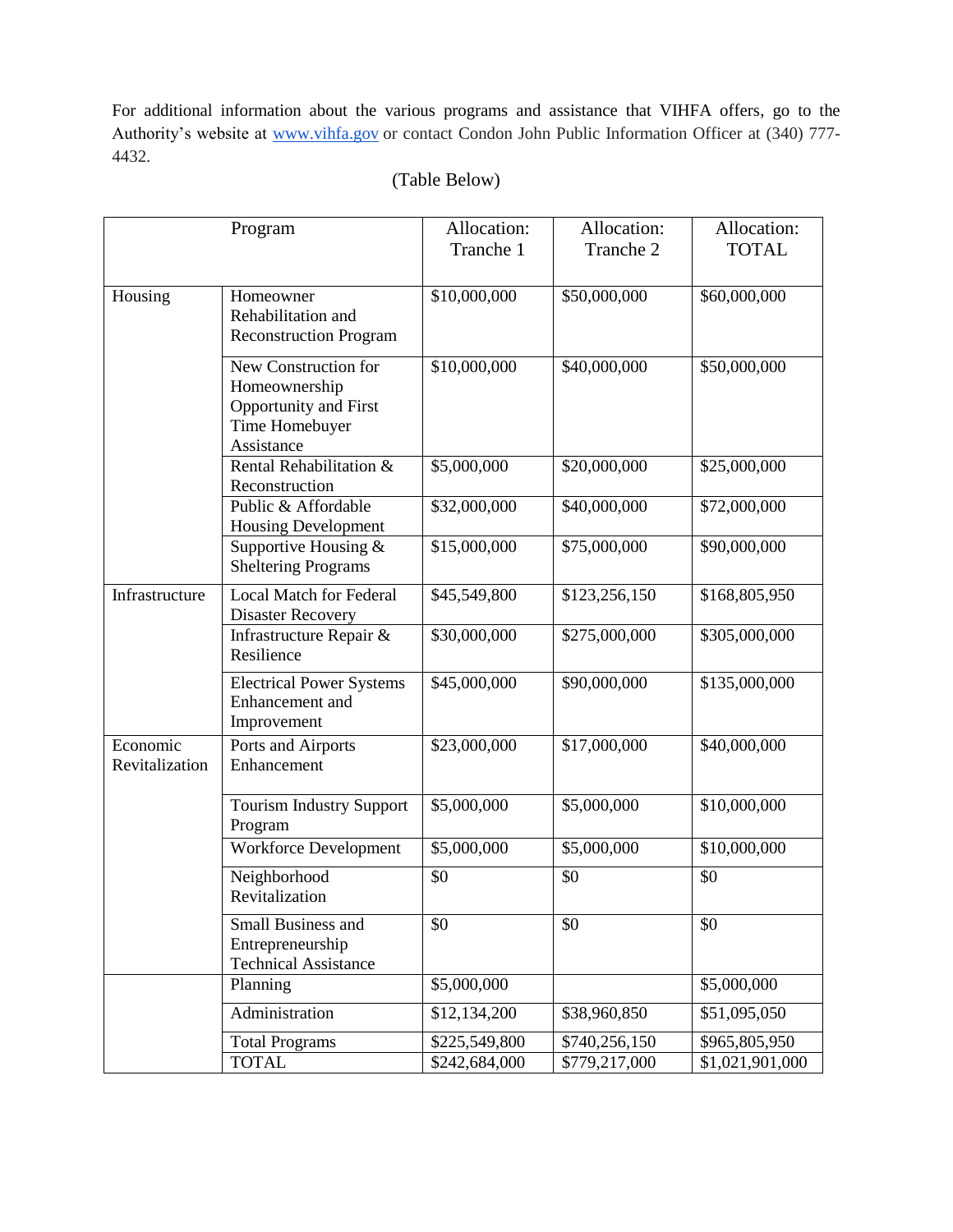For additional information about the various programs and assistance that VIHFA offers, go to the Authority's website at [www.vihfa.gov](www.vihfa.gov) or contact Condon John Public Information Officer at (340) 777-4432.

(Table Below)

| Program | | Allocation: Tranche 1 | Allocation: Tranche 2 | Allocation: TOTAL |
|---|---|---|---|---|
| Housing | Homeowner Rehabilitation and Reconstruction Program | $10,000,000 | $50,000,000 | $60,000,000 |
| | New Construction for Homeownership Opportunity and First Time Homebuyer Assistance | $10,000,000 | $40,000,000 | $50,000,000 |
| | Rental Rehabilitation & Reconstruction | $5,000,000 | $20,000,000 | $25,000,000 |
| | Public & Affordable Housing Development | $32,000,000 | $40,000,000 | $72,000,000 |
| | Supportive Housing & Sheltering Programs | $15,000,000 | $75,000,000 | $90,000,000 |
| Infrastructure | Local Match for Federal Disaster Recovery | $45,549,800 | $123,256,150 | $168,805,950 |
| | Infrastructure Repair & Resilience | $30,000,000 | $275,000,000 | $305,000,000 |
| | Electrical Power Systems Enhancement and Improvement | $45,000,000 | $90,000,000 | $135,000,000 |
| Economic Revitalization | Ports and Airports Enhancement | $23,000,000 | $17,000,000 | $40,000,000 |
| | Tourism Industry Support Program | $5,000,000 | $5,000,000 | $10,000,000 |
| | Workforce Development | $5,000,000 | $5,000,000 | $10,000,000 |
| | Neighborhood Revitalization | $0 | $0 | $0 |
| | Small Business and Entrepreneurship Technical Assistance | $0 | $0 | $0 |
| | Planning | $5,000,000 | | $5,000,000 |
| | Administration | $12,134,200 | $38,960,850 | $51,095,050 |
| | Total Programs | $225,549,800 | $740,256,150 | $965,805,950 |
| | TOTAL | $242,684,000 | $779,217,000 | $1,021,901,000 |